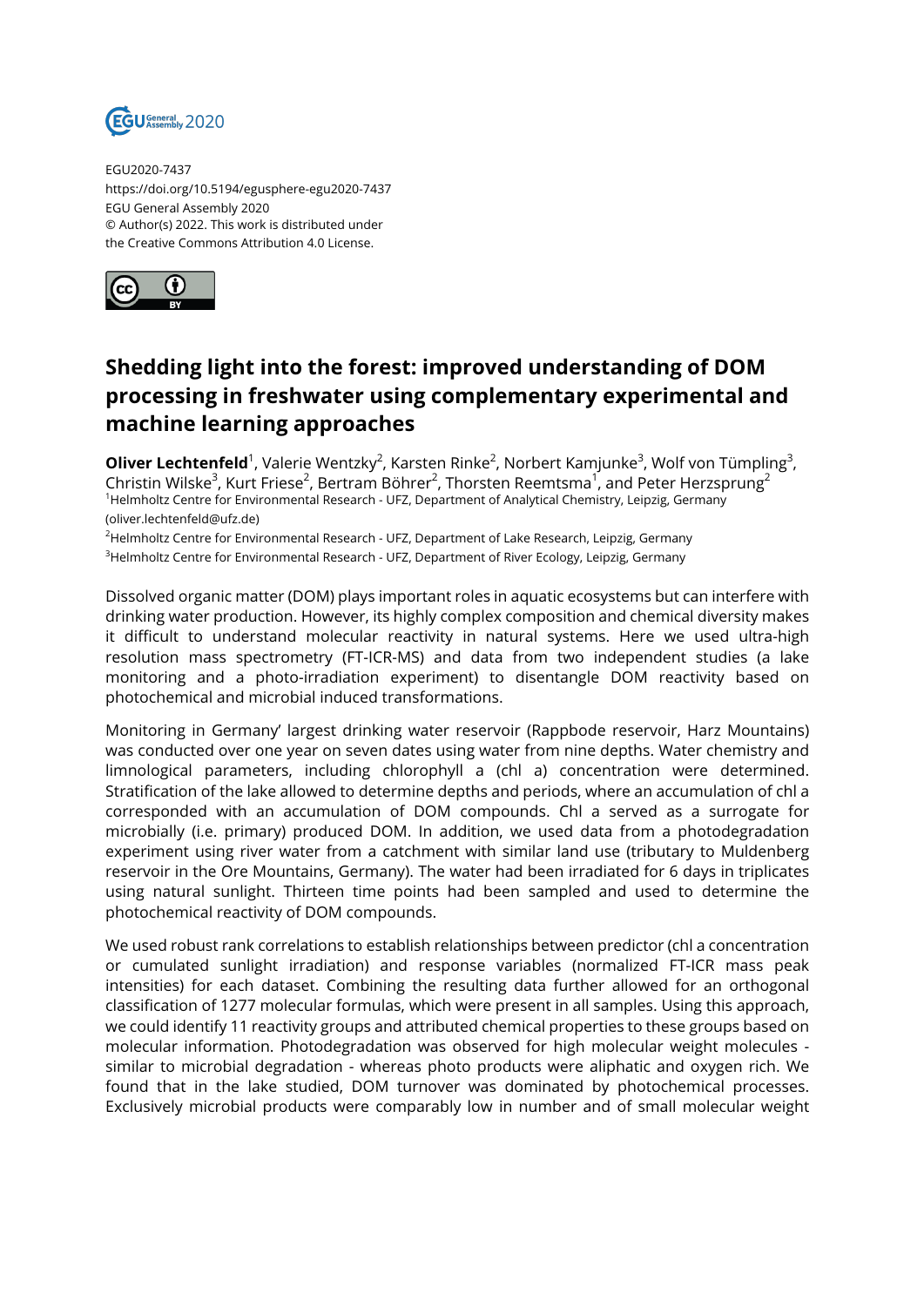EGU2020-7437
https://doi.org/10.5194/egusphere-egu2020-7437
EGU General Assembly 2020
© Author(s) 2022. This work is distributed under
the Creative Commons Attribution 4.0 License.

# Shedding light into the forest: improved understanding of DOM processing in freshwater using complementary experimental and machine learning approaches

**Oliver Lechtenfeld**[1], Valerie Wentzky[2], Karsten Rinke[2], Norbert Kamjunke[3], Wolf von Tümpling[3], Christin Wilske[3], Kurt Friese[2], Bertram Böhrer[2], Thorsten Reemtsma[1], and Peter Herzsprung[2]

[1]Helmholtz Centre for Environmental Research - UFZ, Department of Analytical Chemistry, Leipzig, Germany (oliver.lechtenfeld@ufz.de)

[2]Helmholtz Centre for Environmental Research - UFZ, Department of Lake Research, Leipzig, Germany

[3]Helmholtz Centre for Environmental Research - UFZ, Department of River Ecology, Leipzig, Germany

Dissolved organic matter (DOM) plays important roles in aquatic ecosystems but can interfere with drinking water production. However, its highly complex composition and chemical diversity makes it difficult to understand molecular reactivity in natural systems. Here we used ultra-high resolution mass spectrometry (FT-ICR-MS) and data from two independent studies (a lake monitoring and a photo-irradiation experiment) to disentangle DOM reactivity based on photochemical and microbial induced transformations.

Monitoring in Germany' largest drinking water reservoir (Rappbode reservoir, Harz Mountains) was conducted over one year on seven dates using water from nine depths. Water chemistry and limnological parameters, including chlorophyll a (chl a) concentration were determined. Stratification of the lake allowed to determine depths and periods, where an accumulation of chl a corresponded with an accumulation of DOM compounds. Chl a served as a surrogate for microbially (i.e. primary) produced DOM. In addition, we used data from a photodegradation experiment using river water from a catchment with similar land use (tributary to Muldenberg reservoir in the Ore Mountains, Germany). The water had been irradiated for 6 days in triplicates using natural sunlight. Thirteen time points had been sampled and used to determine the photochemical reactivity of DOM compounds.

We used robust rank correlations to establish relationships between predictor (chl a concentration or cumulated sunlight irradiation) and response variables (normalized FT-ICR mass peak intensities) for each dataset. Combining the resulting data further allowed for an orthogonal classification of 1277 molecular formulas, which were present in all samples. Using this approach, we could identify 11 reactivity groups and attributed chemical properties to these groups based on molecular information. Photodegradation was observed for high molecular weight molecules - similar to microbial degradation - whereas photo products were aliphatic and oxygen rich. We found that in the lake studied, DOM turnover was dominated by photochemical processes. Exclusively microbial products were comparably low in number and of small molecular weight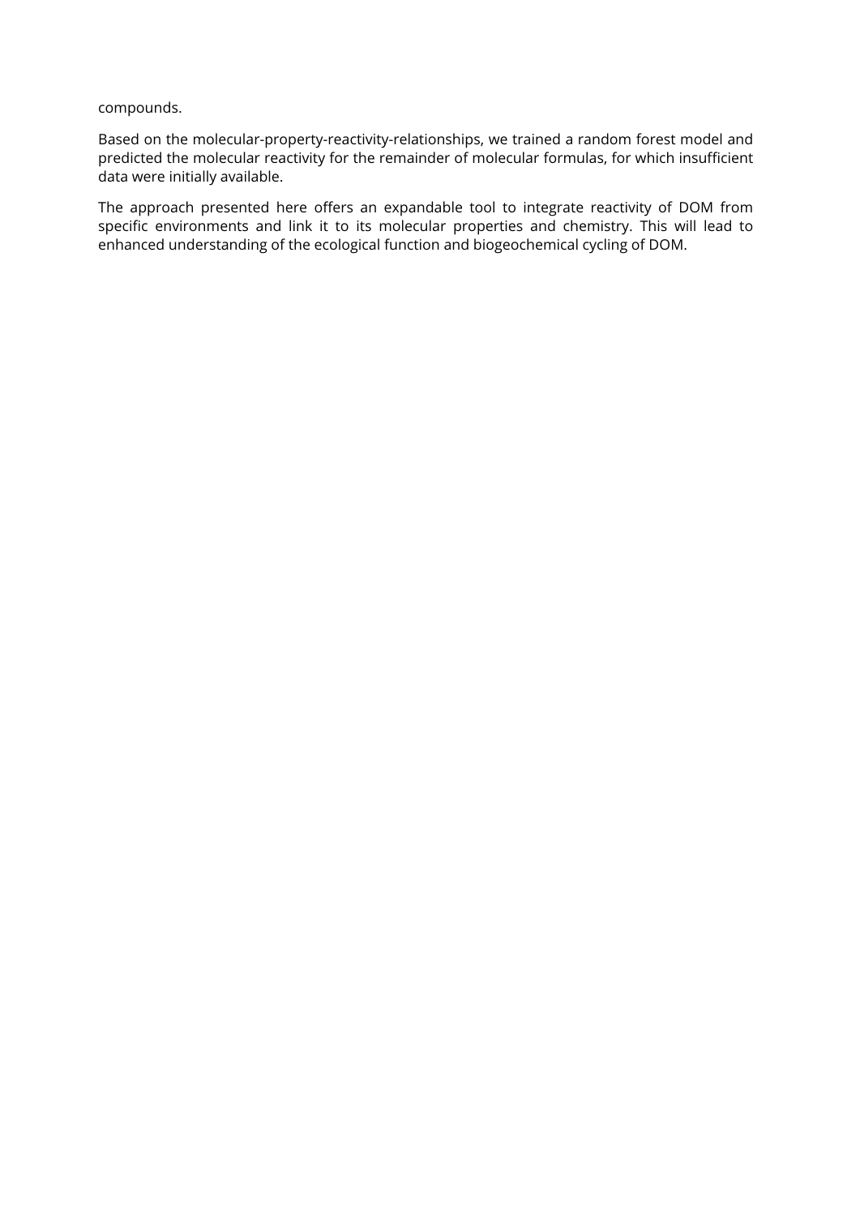compounds.

Based on the molecular-property-reactivity-relationships, we trained a random forest model and predicted the molecular reactivity for the remainder of molecular formulas, for which insufficient data were initially available.

The approach presented here offers an expandable tool to integrate reactivity of DOM from specific environments and link it to its molecular properties and chemistry. This will lead to enhanced understanding of the ecological function and biogeochemical cycling of DOM.